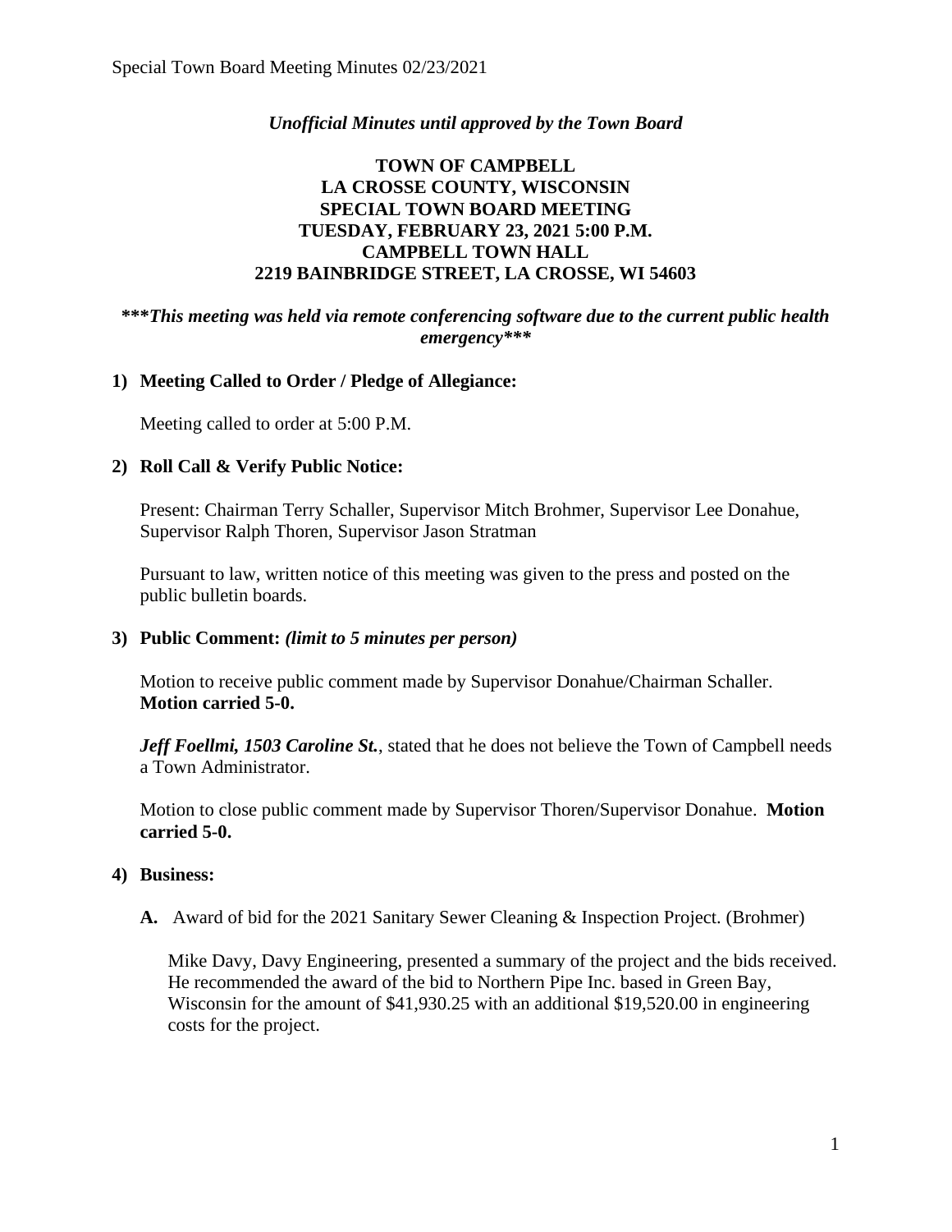*Unofficial Minutes until approved by the Town Board*

**TOWN OF CAMPBELL**
**LA CROSSE COUNTY, WISCONSIN**
**SPECIAL TOWN BOARD MEETING**
**TUESDAY, FEBRUARY 23, 2021 5:00 P.M.**
**CAMPBELL TOWN HALL**
**2219 BAINBRIDGE STREET, LA CROSSE, WI 54603**

***\*\*\*This meeting was held via remote conferencing software due to the current public health emergency\*\*\****

## 1) Meeting Called to Order / Pledge of Allegiance:

Meeting called to order at 5:00 P.M.

## 2) Roll Call & Verify Public Notice:

Present: Chairman Terry Schaller, Supervisor Mitch Brohmer, Supervisor Lee Donahue, Supervisor Ralph Thoren, Supervisor Jason Stratman

Pursuant to law, written notice of this meeting was given to the press and posted on the public bulletin boards.

## 3) Public Comment: *(limit to 5 minutes per person)*

Motion to receive public comment made by Supervisor Donahue/Chairman Schaller. **Motion carried 5-0.**

***Jeff Foellmi, 1503 Caroline St.***, stated that he does not believe the Town of Campbell needs a Town Administrator.

Motion to close public comment made by Supervisor Thoren/Supervisor Donahue. **Motion carried 5-0.**

## 4) Business:

**A.** Award of bid for the 2021 Sanitary Sewer Cleaning & Inspection Project. (Brohmer)

Mike Davy, Davy Engineering, presented a summary of the project and the bids received. He recommended the award of the bid to Northern Pipe Inc. based in Green Bay, Wisconsin for the amount of $41,930.25 with an additional $19,520.00 in engineering costs for the project.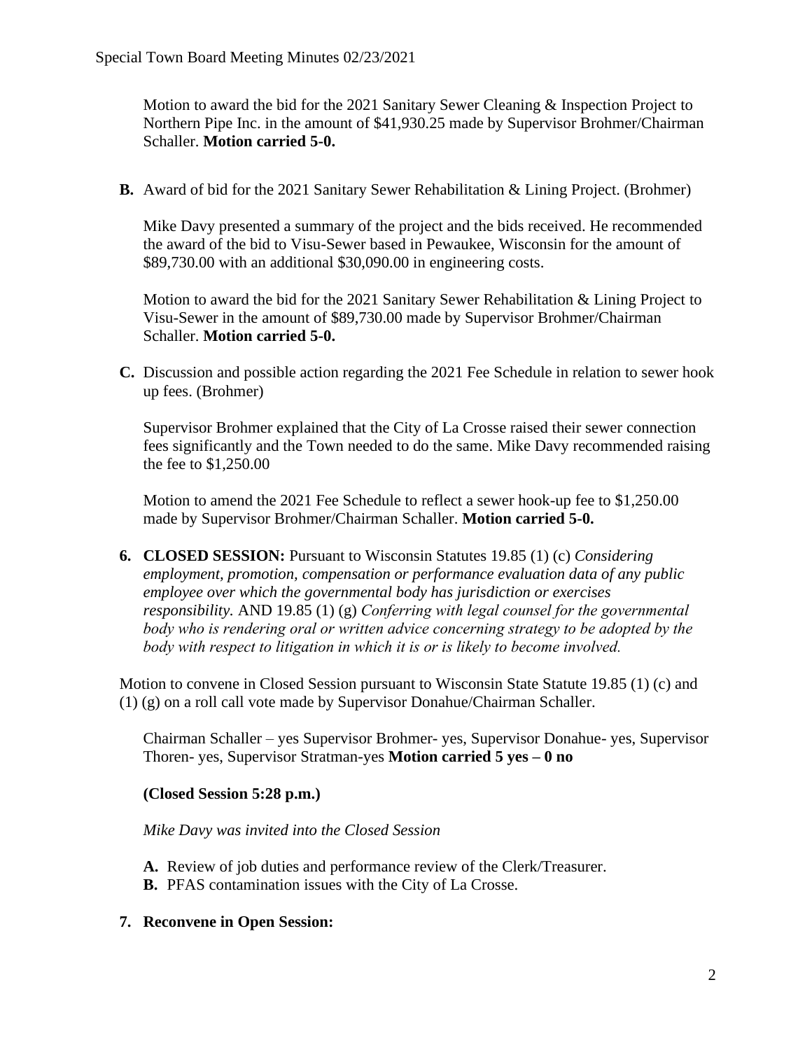Motion to award the bid for the 2021 Sanitary Sewer Cleaning & Inspection Project to Northern Pipe Inc. in the amount of $41,930.25 made by Supervisor Brohmer/Chairman Schaller. **Motion carried 5-0.**

**B.** Award of bid for the 2021 Sanitary Sewer Rehabilitation & Lining Project. (Brohmer)

Mike Davy presented a summary of the project and the bids received. He recommended the award of the bid to Visu-Sewer based in Pewaukee, Wisconsin for the amount of $89,730.00 with an additional $30,090.00 in engineering costs.

Motion to award the bid for the 2021 Sanitary Sewer Rehabilitation & Lining Project to Visu-Sewer in the amount of $89,730.00 made by Supervisor Brohmer/Chairman Schaller. **Motion carried 5-0.**

**C.** Discussion and possible action regarding the 2021 Fee Schedule in relation to sewer hook up fees. (Brohmer)

Supervisor Brohmer explained that the City of La Crosse raised their sewer connection fees significantly and the Town needed to do the same. Mike Davy recommended raising the fee to $1,250.00

Motion to amend the 2021 Fee Schedule to reflect a sewer hook-up fee to $1,250.00 made by Supervisor Brohmer/Chairman Schaller. **Motion carried 5-0.**

**6. CLOSED SESSION:** Pursuant to Wisconsin Statutes 19.85 (1) (c) *Considering employment, promotion, compensation or performance evaluation data of any public employee over which the governmental body has jurisdiction or exercises responsibility.* AND 19.85 (1) (g) *Conferring with legal counsel for the governmental body who is rendering oral or written advice concerning strategy to be adopted by the body with respect to litigation in which it is or is likely to become involved.*

Motion to convene in Closed Session pursuant to Wisconsin State Statute 19.85 (1) (c) and (1) (g) on a roll call vote made by Supervisor Donahue/Chairman Schaller.

Chairman Schaller – yes Supervisor Brohmer- yes, Supervisor Donahue- yes, Supervisor Thoren- yes, Supervisor Stratman-yes **Motion carried 5 yes – 0 no**

**(Closed Session 5:28 p.m.)**

*Mike Davy was invited into the Closed Session*

**A.** Review of job duties and performance review of the Clerk/Treasurer.
**B.** PFAS contamination issues with the City of La Crosse.

**7. Reconvene in Open Session:**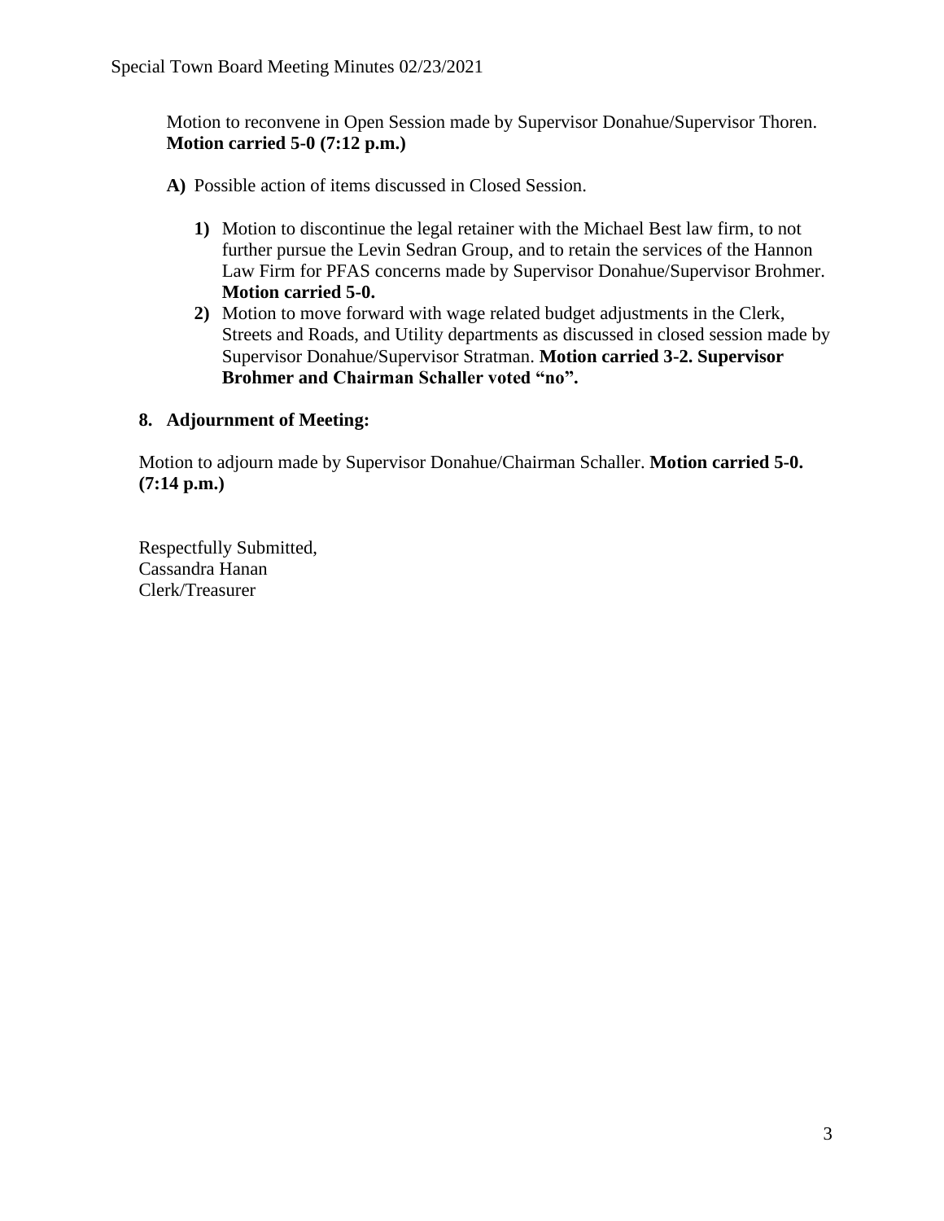Motion to reconvene in Open Session made by Supervisor Donahue/Supervisor Thoren. **Motion carried 5-0 (7:12 p.m.)**

**A)** Possible action of items discussed in Closed Session.

**1)** Motion to discontinue the legal retainer with the Michael Best law firm, to not further pursue the Levin Sedran Group, and to retain the services of the Hannon Law Firm for PFAS concerns made by Supervisor Donahue/Supervisor Brohmer. **Motion carried 5-0.**

**2)** Motion to move forward with wage related budget adjustments in the Clerk, Streets and Roads, and Utility departments as discussed in closed session made by Supervisor Donahue/Supervisor Stratman. **Motion carried 3-2. Supervisor Brohmer and Chairman Schaller voted "no".**

## 8. Adjournment of Meeting:

Motion to adjourn made by Supervisor Donahue/Chairman Schaller. **Motion carried 5-0. (7:14 p.m.)**

Respectfully Submitted,
Cassandra Hanan
Clerk/Treasurer